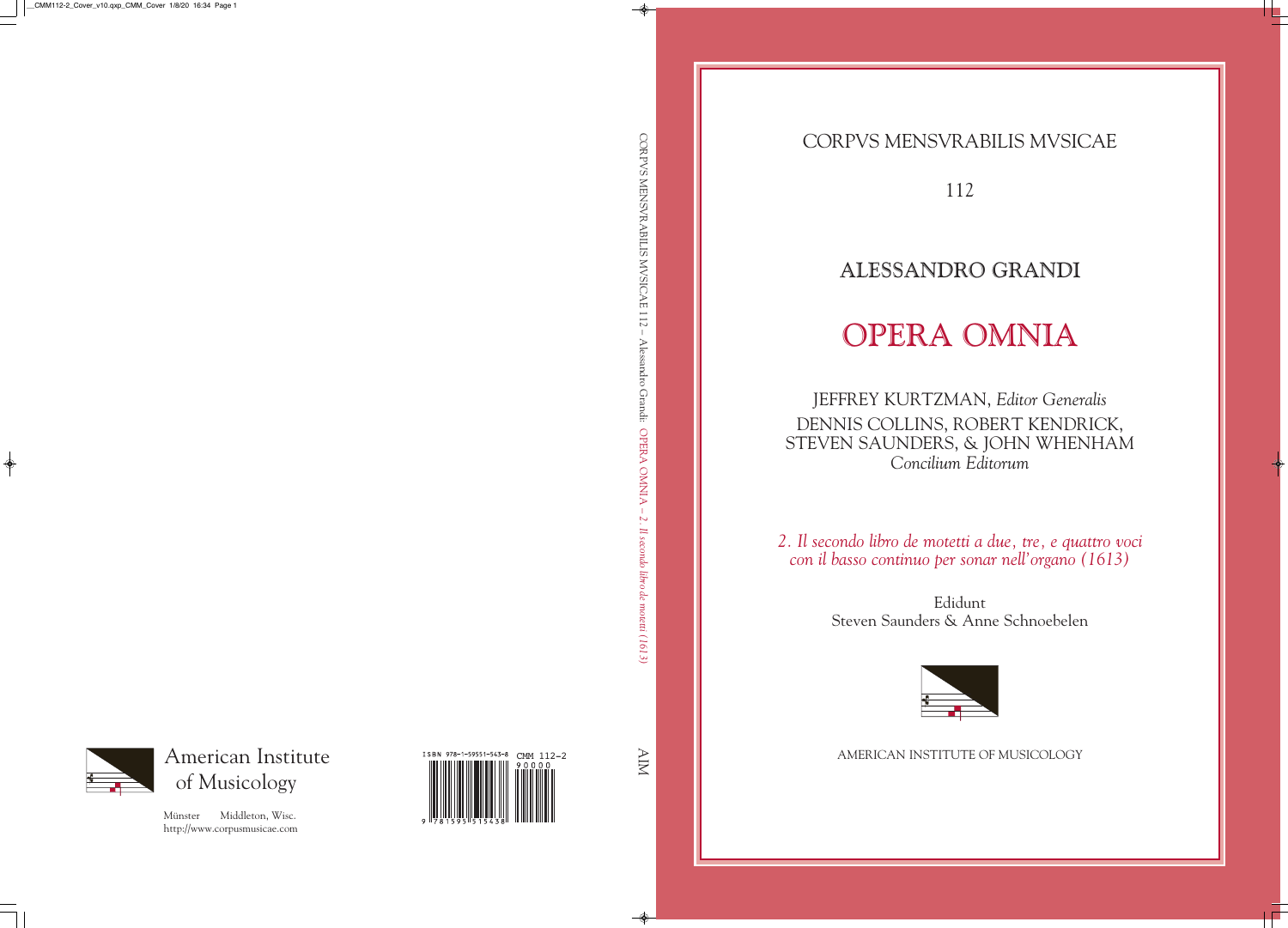CORPVS MENSVRABILIS MVSICAE

112

# ALESSANDRO GRANDI

# OPERA OMNIA

JEFFREY KURTZMAN, *Editor Generalis*

DENNIS COLLINS, ROBERT KENDRICK,
STEVEN SAUNDERS, & JOHN WHENHAM
*Concilium Editorum*

*2. Il secondo libro de motetti a due, tre, e quattro voci con il basso continuo per sonar nell'organo (1613)*

Edidunt
Steven Saunders & Anne Schnoebelen

AMERICAN INSTITUTE OF MUSICOLOGY

CORPVS MENSVRABILIS MVSICAE 112 – Alessandro Grandi: OPERA OMNIA – 2. *Il secondo libro de motetti (1613)*

AIM

American Institute of Musicology

Münster Middleton, Wisc.
http://www.corpusmusicae.com

ISBN 978-1-59551-543-8 CMM 112-2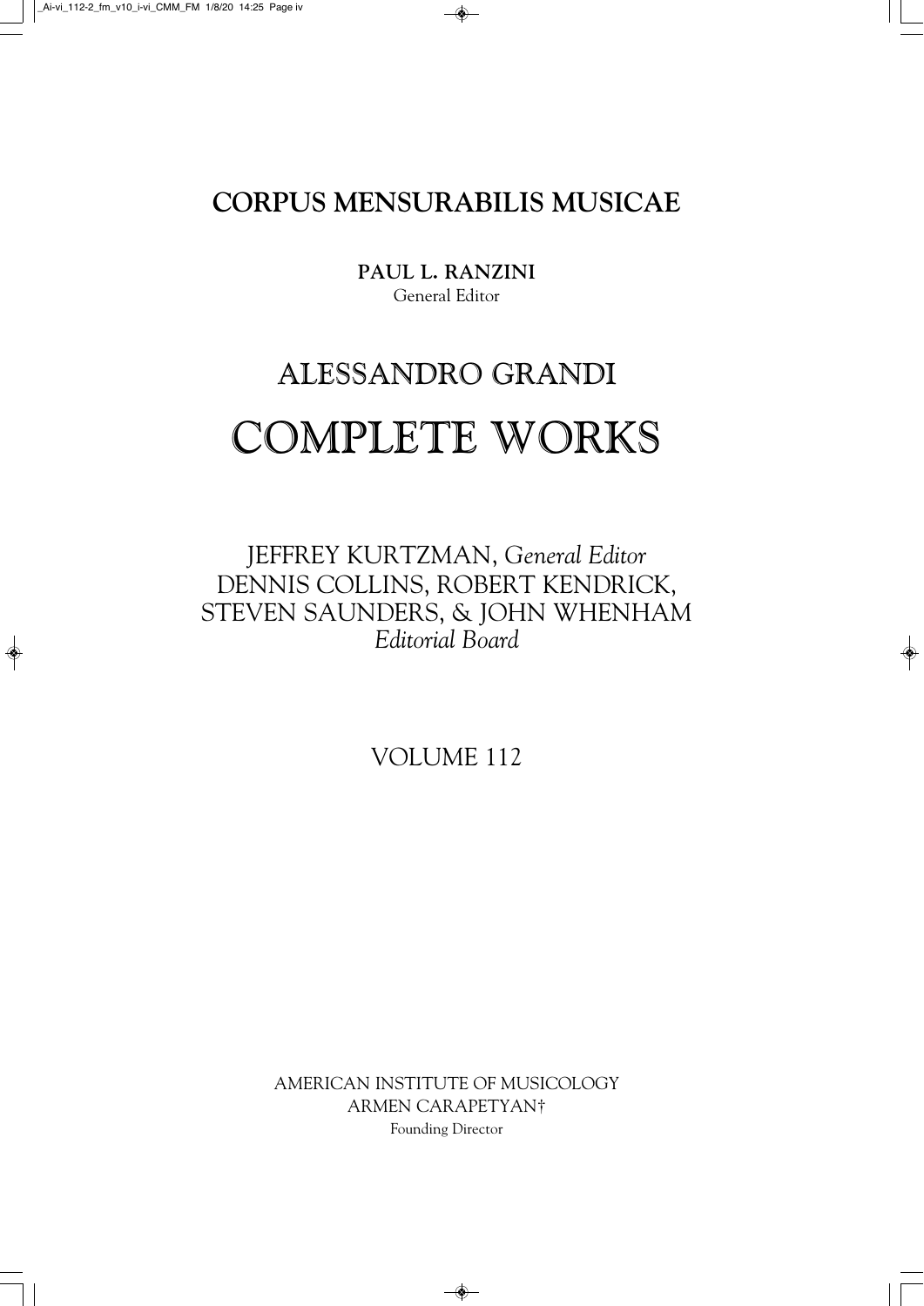# CORPUS MENSURABILIS MUSICAE

**PAUL L. RANZINI**
General Editor

# ALESSANDRO GRANDI

# COMPLETE WORKS

JEFFREY KURTZMAN, *General Editor*
DENNIS COLLINS, ROBERT KENDRICK,
STEVEN SAUNDERS, & JOHN WHENHAM
*Editorial Board*

VOLUME 112

AMERICAN INSTITUTE OF MUSICOLOGY
ARMEN CARAPETYAN†
Founding Director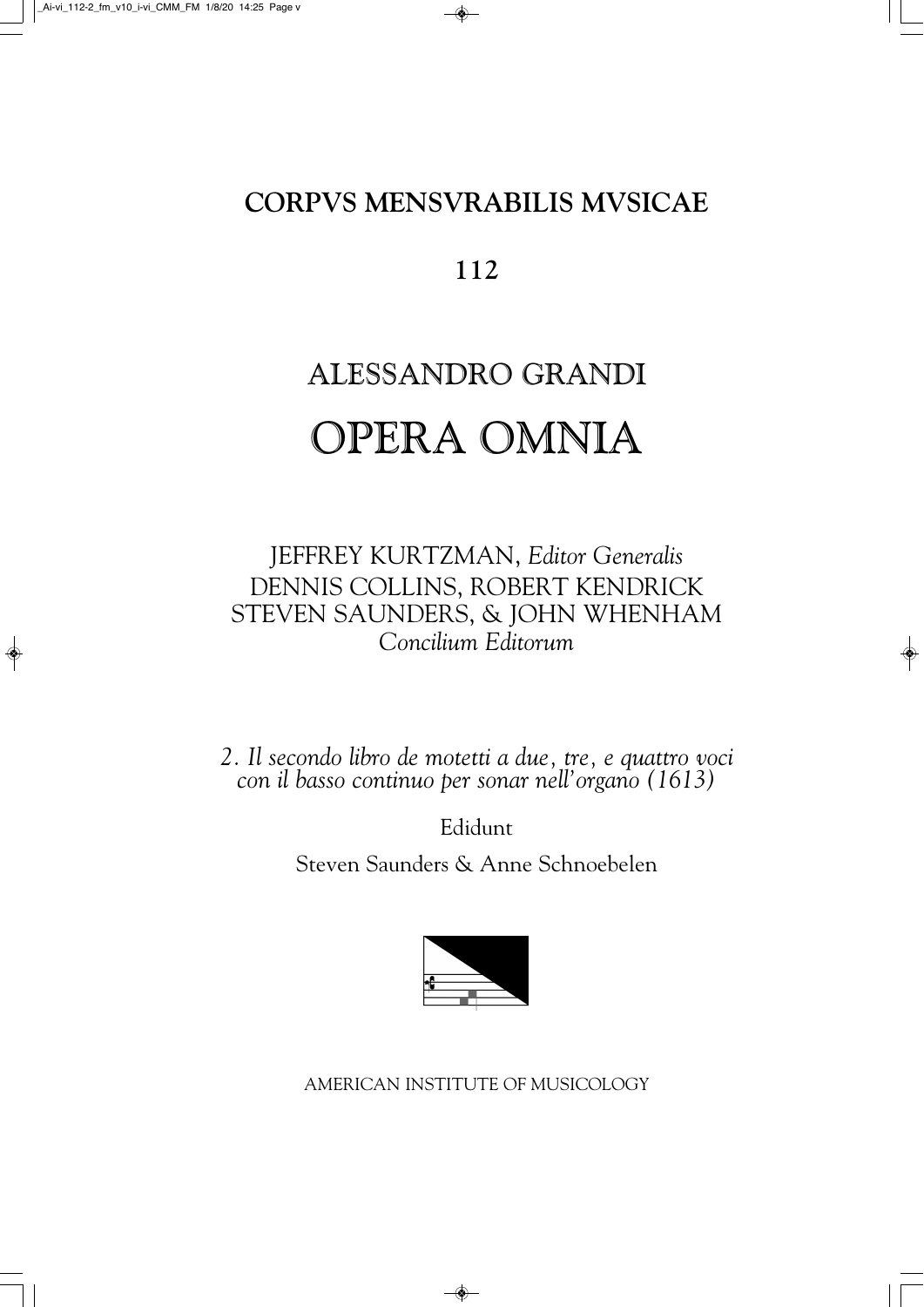# CORPVS MENSVRABILIS MVSICAE

## 112

# ALESSANDRO GRANDI

# OPERA OMNIA

JEFFREY KURTZMAN, *Editor Generalis*
DENNIS COLLINS, ROBERT KENDRICK
STEVEN SAUNDERS, & JOHN WHENHAM
*Concilium Editorum*

*2. Il secondo libro de motetti a due, tre, e quattro voci con il basso continuo per sonar nell'organo (1613)*

Edidunt

Steven Saunders & Anne Schnoebelen

AMERICAN INSTITUTE OF MUSICOLOGY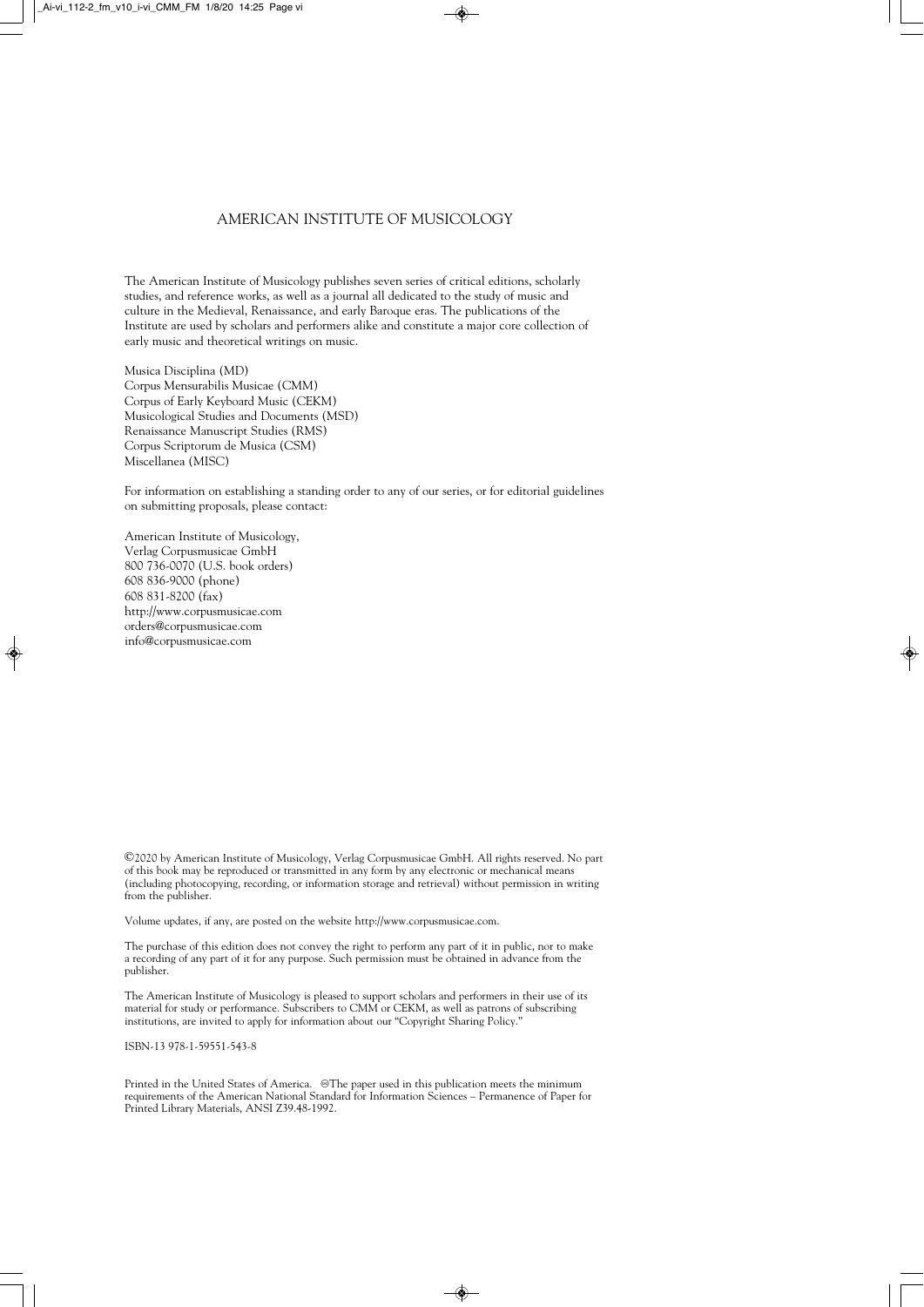# AMERICAN INSTITUTE OF MUSICOLOGY

The American Institute of Musicology publishes seven series of critical editions, scholarly studies, and reference works, as well as a journal all dedicated to the study of music and culture in the Medieval, Renaissance, and early Baroque eras. The publications of the Institute are used by scholars and performers alike and constitute a major core collection of early music and theoretical writings on music.

Musica Disciplina (MD)
Corpus Mensurabilis Musicae (CMM)
Corpus of Early Keyboard Music (CEKM)
Musicological Studies and Documents (MSD)
Renaissance Manuscript Studies (RMS)
Corpus Scriptorum de Musica (CSM)
Miscellanea (MISC)

For information on establishing a standing order to any of our series, or for editorial guidelines on submitting proposals, please contact:

American Institute of Musicology,
Verlag Corpusmusicae GmbH
800 736-0070 (U.S. book orders)
608 836-9000 (phone)
608 831-8200 (fax)
http://www.corpusmusicae.com
orders@corpusmusicae.com
info@corpusmusicae.com

©2020 by American Institute of Musicology, Verlag Corpusmusicae GmbH. All rights reserved. No part of this book may be reproduced or transmitted in any form by any electronic or mechanical means (including photocopying, recording, or information storage and retrieval) without permission in writing from the publisher.

Volume updates, if any, are posted on the website http://www.corpusmusicae.com.

The purchase of this edition does not convey the right to perform any part of it in public, nor to make a recording of any part of it for any purpose. Such permission must be obtained in advance from the publisher.

The American Institute of Musicology is pleased to support scholars and performers in their use of its material for study or performance. Subscribers to CMM or CEKM, as well as patrons of subscribing institutions, are invited to apply for information about our "Copyright Sharing Policy."

ISBN-13 978-1-59551-543-8

Printed in the United States of America. ♾The paper used in this publication meets the minimum requirements of the American National Standard for Information Sciences – Permanence of Paper for Printed Library Materials, ANSI Z39.48-1992.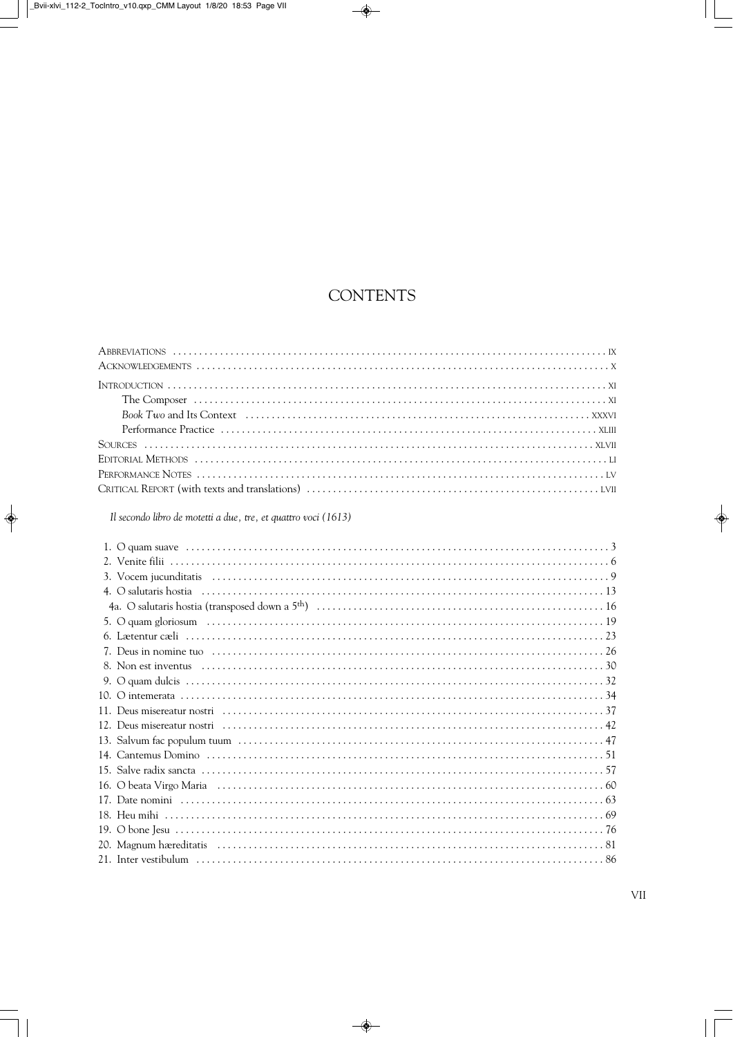# CONTENTS

Abbreviations . . . . . . . . . . . . . . . . . . . . . . . . . . . . . . . . . . . . . . . . . . . . . . . . . . . . . . . . . . . . . . . . . . . . . . . . IX
Acknowledgements . . . . . . . . . . . . . . . . . . . . . . . . . . . . . . . . . . . . . . . . . . . . . . . . . . . . . . . . . . . . . . . . . . . . X

Introduction . . . . . . . . . . . . . . . . . . . . . . . . . . . . . . . . . . . . . . . . . . . . . . . . . . . . . . . . . . . . . . . . . . . . . . . . . XI
- The Composer . . . . . . . . . . . . . . . . . . . . . . . . . . . . . . . . . . . . . . . . . . . . . . . . . . . . . . . . . . . . . . . . . . . XI
- *Book Two* and Its Context . . . . . . . . . . . . . . . . . . . . . . . . . . . . . . . . . . . . . . . . . . . . . . . . . . . . . . XXXVI
- Performance Practice . . . . . . . . . . . . . . . . . . . . . . . . . . . . . . . . . . . . . . . . . . . . . . . . . . . . . . . . . . . . XLIII

Sources . . . . . . . . . . . . . . . . . . . . . . . . . . . . . . . . . . . . . . . . . . . . . . . . . . . . . . . . . . . . . . . . . . . . . . . . . . XLVII
Editorial Methods . . . . . . . . . . . . . . . . . . . . . . . . . . . . . . . . . . . . . . . . . . . . . . . . . . . . . . . . . . . . . . . . . . . . LI
Performance Notes . . . . . . . . . . . . . . . . . . . . . . . . . . . . . . . . . . . . . . . . . . . . . . . . . . . . . . . . . . . . . . . . . . . LV
Critical Report (with texts and translations) . . . . . . . . . . . . . . . . . . . . . . . . . . . . . . . . . . . . . . . . . . . . LVII

*Il secondo libro de motetti a due, tre, et quattro voci (1613)*

1. O quam suave . . . . . . . . . . . . . . . . . . . . . . . . . . . . . . . . . . . . . . . . . . . . . . . . . . . . . . . . . . . . . . . . . . 3
2. Venite filii . . . . . . . . . . . . . . . . . . . . . . . . . . . . . . . . . . . . . . . . . . . . . . . . . . . . . . . . . . . . . . . . . . . . . . 6
3. Vocem jucunditatis . . . . . . . . . . . . . . . . . . . . . . . . . . . . . . . . . . . . . . . . . . . . . . . . . . . . . . . . . . . . . . . 9
4. O salutaris hostia . . . . . . . . . . . . . . . . . . . . . . . . . . . . . . . . . . . . . . . . . . . . . . . . . . . . . . . . . . . . . . . 13

4a. O salutaris hostia (transposed down a 5th) . . . . . . . . . . . . . . . . . . . . . . . . . . . . . . . . . . . . . . . . 16

5. O quam gloriosum . . . . . . . . . . . . . . . . . . . . . . . . . . . . . . . . . . . . . . . . . . . . . . . . . . . . . . . . . . . . . . . 19
6. Lætentur cæli . . . . . . . . . . . . . . . . . . . . . . . . . . . . . . . . . . . . . . . . . . . . . . . . . . . . . . . . . . . . . . . . . . 23
7. Deus in nomine tuo . . . . . . . . . . . . . . . . . . . . . . . . . . . . . . . . . . . . . . . . . . . . . . . . . . . . . . . . . . . . . 26
8. Non est inventus . . . . . . . . . . . . . . . . . . . . . . . . . . . . . . . . . . . . . . . . . . . . . . . . . . . . . . . . . . . . . . . . 30
9. O quam dulcis . . . . . . . . . . . . . . . . . . . . . . . . . . . . . . . . . . . . . . . . . . . . . . . . . . . . . . . . . . . . . . . . . . 32
10. O intemerata . . . . . . . . . . . . . . . . . . . . . . . . . . . . . . . . . . . . . . . . . . . . . . . . . . . . . . . . . . . . . . . . . . 34
11. Deus misereatur nostri . . . . . . . . . . . . . . . . . . . . . . . . . . . . . . . . . . . . . . . . . . . . . . . . . . . . . . . . . . 37
12. Deus misereatur nostri . . . . . . . . . . . . . . . . . . . . . . . . . . . . . . . . . . . . . . . . . . . . . . . . . . . . . . . . . . 42
13. Salvum fac populum tuum . . . . . . . . . . . . . . . . . . . . . . . . . . . . . . . . . . . . . . . . . . . . . . . . . . . . . . . 47
14. Cantemus Domino . . . . . . . . . . . . . . . . . . . . . . . . . . . . . . . . . . . . . . . . . . . . . . . . . . . . . . . . . . . . . . 51
15. Salve radix sancta . . . . . . . . . . . . . . . . . . . . . . . . . . . . . . . . . . . . . . . . . . . . . . . . . . . . . . . . . . . . . . 57
16. O beata Virgo Maria . . . . . . . . . . . . . . . . . . . . . . . . . . . . . . . . . . . . . . . . . . . . . . . . . . . . . . . . . . . . 60
17. Date nomini . . . . . . . . . . . . . . . . . . . . . . . . . . . . . . . . . . . . . . . . . . . . . . . . . . . . . . . . . . . . . . . . . . . 63
18. Heu mihi . . . . . . . . . . . . . . . . . . . . . . . . . . . . . . . . . . . . . . . . . . . . . . . . . . . . . . . . . . . . . . . . . . . . . 69
19. O bone Jesu . . . . . . . . . . . . . . . . . . . . . . . . . . . . . . . . . . . . . . . . . . . . . . . . . . . . . . . . . . . . . . . . . . . 76
20. Magnum hæreditatis . . . . . . . . . . . . . . . . . . . . . . . . . . . . . . . . . . . . . . . . . . . . . . . . . . . . . . . . . . . . 81
21. Inter vestibulum . . . . . . . . . . . . . . . . . . . . . . . . . . . . . . . . . . . . . . . . . . . . . . . . . . . . . . . . . . . . . . . . 86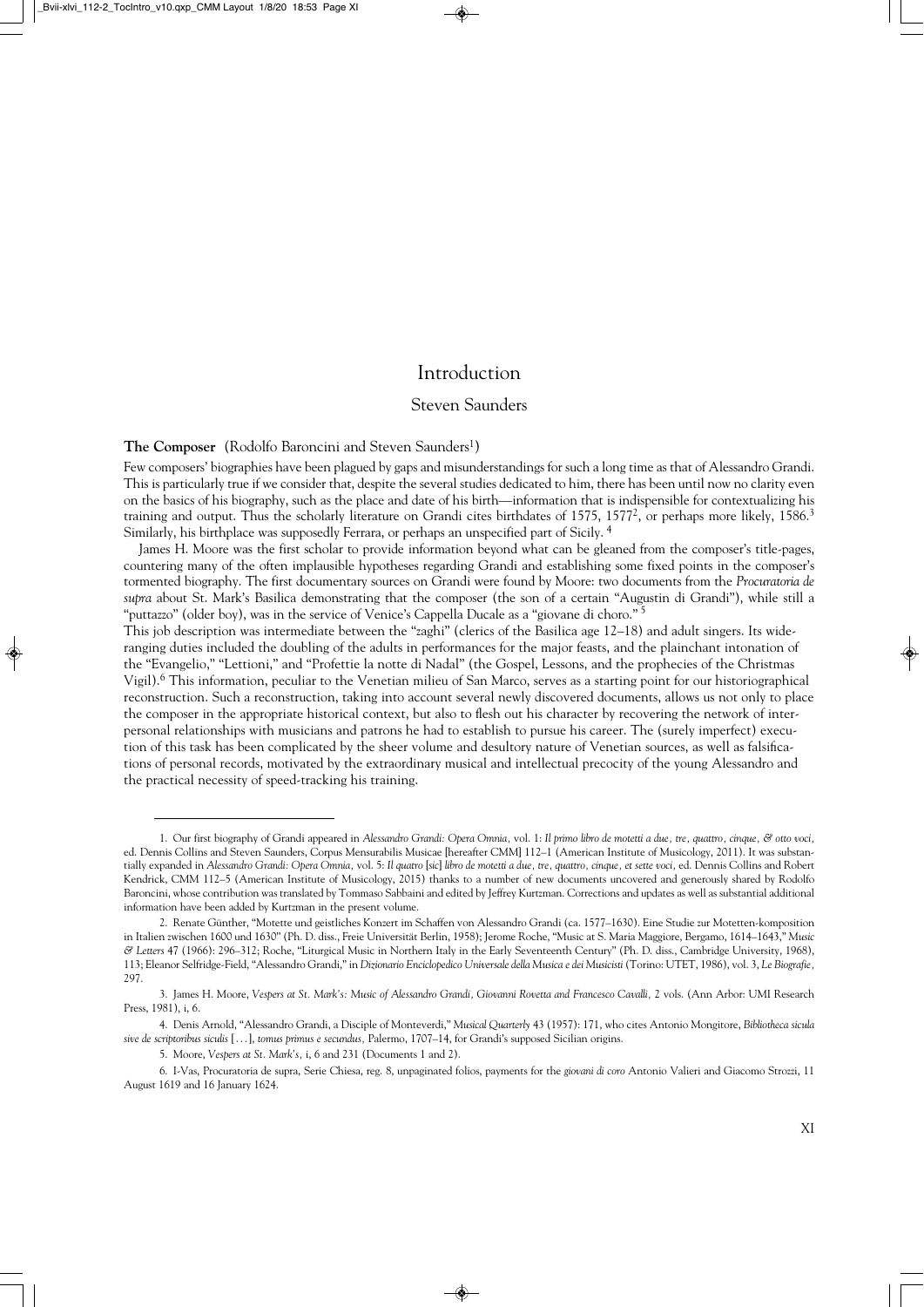# Introduction

## Steven Saunders

**The Composer** (Rodolfo Baroncini and Steven Saunders[1])

Few composers' biographies have been plagued by gaps and misunderstandings for such a long time as that of Alessandro Grandi. This is particularly true if we consider that, despite the several studies dedicated to him, there has been until now no clarity even on the basics of his biography, such as the place and date of his birth—information that is indispensable for contextualizing his training and output. Thus the scholarly literature on Grandi cites birthdates of 1575, 1577[2], or perhaps more likely, 1586.[3] Similarly, his birthplace was supposedly Ferrara, or perhaps an unspecified part of Sicily. [4]

James H. Moore was the first scholar to provide information beyond what can be gleaned from the composer's title-pages, countering many of the often implausible hypotheses regarding Grandi and establishing some fixed points in the composer's tormented biography. The first documentary sources on Grandi were found by Moore: two documents from the *Procuratoria de supra* about St. Mark's Basilica demonstrating that the composer (the son of a certain "Augustin di Grandi"), while still a "puttazzo" (older boy), was in the service of Venice's Cappella Ducale as a "giovane di choro." [5]

This job description was intermediate between the "zaghi" (clerics of the Basilica age 12–18) and adult singers. Its wide-ranging duties included the doubling of the adults in performances for the major feasts, and the plainchant intonation of the "Evangelio," "Lettioni," and "Profettie la notte di Nadal" (the Gospel, Lessons, and the prophecies of the Christmas Vigil).[6] This information, peculiar to the Venetian milieu of San Marco, serves as a starting point for our historiographical reconstruction. Such a reconstruction, taking into account several newly discovered documents, allows us not only to place the composer in the appropriate historical context, but also to flesh out his character by recovering the network of interpersonal relationships with musicians and patrons he had to establish to pursue his career. The (surely imperfect) execution of this task has been complicated by the sheer volume and desultory nature of Venetian sources, as well as falsifications of personal records, motivated by the extraordinary musical and intellectual precocity of the young Alessandro and the practical necessity of speed-tracking his training.

---

1. Our first biography of Grandi appeared in *Alessandro Grandi: Opera Omnia*, vol. 1: *Il primo libro de motetti a due, tre, quattro, cinque, & otto voci*, ed. Dennis Collins and Steven Saunders, Corpus Mensurabilis Musicae [hereafter CMM] 112–1 (American Institute of Musicology, 2011). It was substantially expanded in *Alessandro Grandi: Opera Omnia*, vol. 5: *Il quatro [sic] libro de motetti a due, tre, quattro, cinque, et sette voci*, ed. Dennis Collins and Robert Kendrick, CMM 112–5 (American Institute of Musicology, 2015) thanks to a number of new documents uncovered and generously shared by Rodolfo Baroncini, whose contribution was translated by Tommaso Sabbaini and edited by Jeffrey Kurtzman. Corrections and updates as well as substantial additional information have been added by Kurtzman in the present volume.

2. Renate Günther, "Motette und geistliches Konzert im Schaffen von Alessandro Grandi (ca. 1577–1630). Eine Studie zur Motetten-komposition in Italien zwischen 1600 und 1630" (Ph. D. diss., Freie Universität Berlin, 1958); Jerome Roche, "Music at S. Maria Maggiore, Bergamo, 1614–1643," *Music & Letters* 47 (1966): 296–312; Roche, "Liturgical Music in Northern Italy in the Early Seventeenth Century" (Ph. D. diss., Cambridge University, 1968), 113; Eleanor Selfridge-Field, "Alessandro Grandi," in *Dizionario Enciclopedico Universale della Musica e dei Musicisti* (Torino: UTET, 1986), vol. 3, *Le Biografie*, 297.

3. James H. Moore, *Vespers at St. Mark's: Music of Alessandro Grandi, Giovanni Rovetta and Francesco Cavalli*, 2 vols. (Ann Arbor: UMI Research Press, 1981), i, 6.

4. Denis Arnold, "Alessandro Grandi, a Disciple of Monteverdi," *Musical Quarterly* 43 (1957): 171, who cites Antonio Mongitore, *Bibliotheca sicula sive de scriptoribus siculis* […], *tomus primus e secundus*, Palermo, 1707–14, for Grandi's supposed Sicilian origins.

5. Moore, *Vespers at St. Mark's*, i, 6 and 231 (Documents 1 and 2).

6. I-Vas, Procuratoria de supra, Serie Chiesa, reg. 8, unpaginated folios, payments for the *giovani di coro* Antonio Valieri and Giacomo Strozzi, 11 August 1619 and 16 January 1624.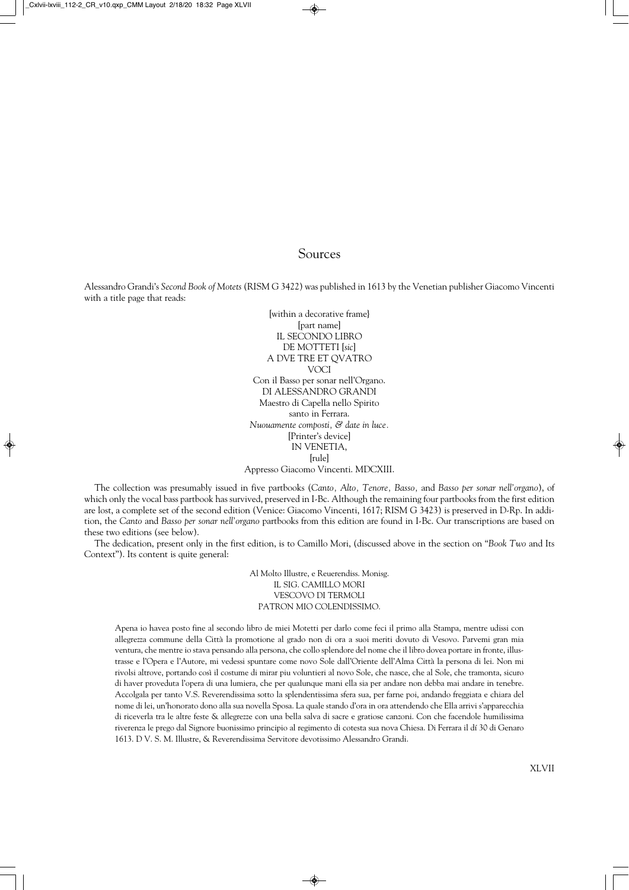## Sources

Alessandro Grandi's *Second Book of Motets* (RISM G 3422) was published in 1613 by the Venetian publisher Giacomo Vincenti with a title page that reads:

[within a decorative frame}  
[part name]  
IL SECONDO LIBRO  
DE MOTTETI [*sic*]  
A DVE TRE ET QVATRO  
VOCI  
Con il Basso per sonar nell'Organo.  
DI ALESSANDRO GRANDI  
Maestro di Capella nello Spirito  
santo in Ferrara.  
*Nuouamente composti, & date in luce.*  
[Printer's device]  
IN VENETIA,  
[rule]  
Appresso Giacomo Vincenti. MDCXIII.

The collection was presumably issued in five partbooks (*Canto, Alto, Tenore, Basso,* and *Basso per sonar nell'organo*), of which only the vocal bass partbook has survived, preserved in I-Bc. Although the remaining four partbooks from the first edition are lost, a complete set of the second edition (Venice: Giacomo Vincenti, 1617; RISM G 3423) is preserved in D-Rp. In addition, the *Canto* and *Basso per sonar nell'organo* partbooks from this edition are found in I-Bc. Our transcriptions are based on these two editions (see below).

The dedication, present only in the first edition, is to Camillo Mori, (discussed above in the section on "*Book Two* and Its Context"). Its content is quite general:

Al Molto Illustre, e Reuerendiss. Monisg.  
IL SIG. CAMILLO MORI  
VESCOVO DI TERMOLI  
PATRON MIO COLENDISSIMO.

> Apena io havea posto fine al secondo libro de miei Motetti per darlo come feci il primo alla Stampa, mentre udissi con allegrezza commune della Città la promotione al grado non di ora a suoi meriti dovuto di Vesovo. Parvemi gran mia ventura, che mentre io stava pensando alla persona, che collo splendore del nome che il libro dovea portare in fronte, illustrasse e l'Opera e l'Autore, mi vedessi spuntare come novo Sole dall'Oriente dell'Alma Città la persona di lei. Non mi rivolsi altrove, portando così il costume di mirar piu voluntieri al novo Sole, che nasce, che al Sole, che tramonta, sicuro di haver proveduta l'opera di una lumiera, che per qualunque mani ella sia per andare non debba mai andare in tenebre. Accolgala per tanto V.S. Reverendissima sotto la splendentissima sfera sua, per farne poi, andando freggiata e chiara del nome di lei, un'honorato dono alla sua novella Sposa. La quale stando d'ora in ora attendendo che Ella arrivi s'apparecchia di riceverla tra le altre feste & allegrezze con una bella salva di sacre e gratiose canzoni. Con che facendole humilissima riverenza le prego dal Signore buonissimo principio al regimento di cotesta sua nova Chiesa. Di Ferrara il dí 30 di Genaro 1613. D V. S. M. Illustre, & Reverendissima Servitore devotissimo Alessandro Grandi.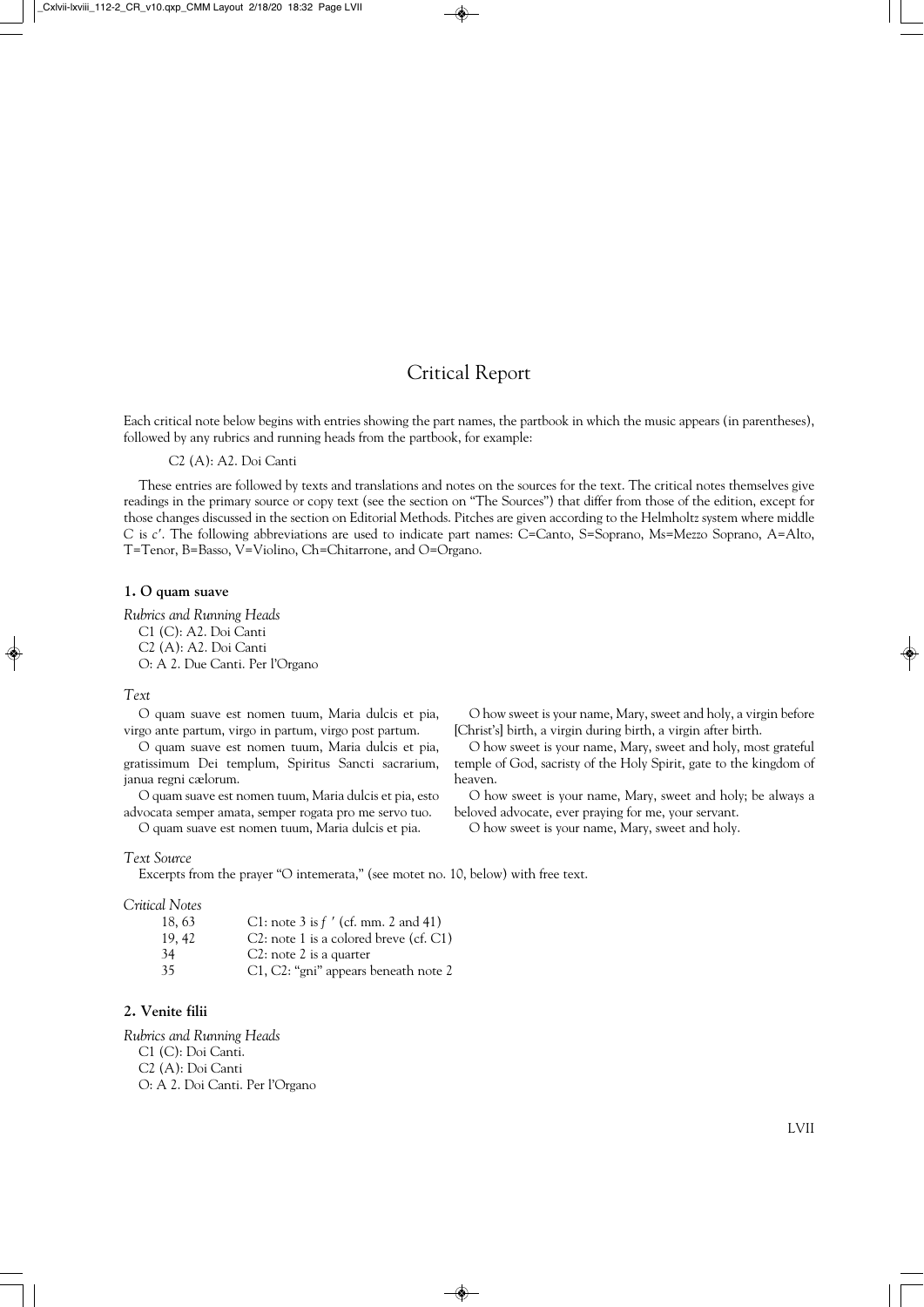# Critical Report

Each critical note below begins with entries showing the part names, the partbook in which the music appears (in parentheses), followed by any rubrics and running heads from the partbook, for example:

C2 (A): A2. Doi Canti

These entries are followed by texts and translations and notes on the sources for the text. The critical notes themselves give readings in the primary source or copy text (see the section on "The Sources") that differ from those of the edition, except for those changes discussed in the section on Editorial Methods. Pitches are given according to the Helmholtz system where middle C is *c′*. The following abbreviations are used to indicate part names: C=Canto, S=Soprano, Ms=Mezzo Soprano, A=Alto, T=Tenor, B=Basso, V=Violino, Ch=Chitarrone, and O=Organo.

### 1. O quam suave

*Rubrics and Running Heads*

C1 (C): A2. Doi Canti
C2 (A): A2. Doi Canti
O: A 2. Due Canti. Per l'Organo

*Text*

O quam suave est nomen tuum, Maria dulcis et pia, virgo ante partum, virgo in partum, virgo post partum.

O quam suave est nomen tuum, Maria dulcis et pia, gratissimum Dei templum, Spiritus Sancti sacrarium, janua regni cælorum.

O quam suave est nomen tuum, Maria dulcis et pia, esto advocata semper amata, semper rogata pro me servo tuo.

O quam suave est nomen tuum, Maria dulcis et pia.

O how sweet is your name, Mary, sweet and holy, a virgin before [Christ's] birth, a virgin during birth, a virgin after birth.

O how sweet is your name, Mary, sweet and holy, most grateful temple of God, sacristy of the Holy Spirit, gate to the kingdom of heaven.

O how sweet is your name, Mary, sweet and holy; be always a beloved advocate, ever praying for me, your servant.

O how sweet is your name, Mary, sweet and holy.

*Text Source*

Excerpts from the prayer "O intemerata," (see motet no. 10, below) with free text.

*Critical Notes*

| | |
|---|---|
| 18, 63 | C1: note 3 is *f ′* (cf. mm. 2 and 41) |
| 19, 42 | C2: note 1 is a colored breve (cf. C1) |
| 34 | C2: note 2 is a quarter |
| 35 | C1, C2: "gni" appears beneath note 2 |

### 2. Venite filii

*Rubrics and Running Heads*

C1 (C): Doi Canti.
C2 (A): Doi Canti
O: A 2. Doi Canti. Per l'Organo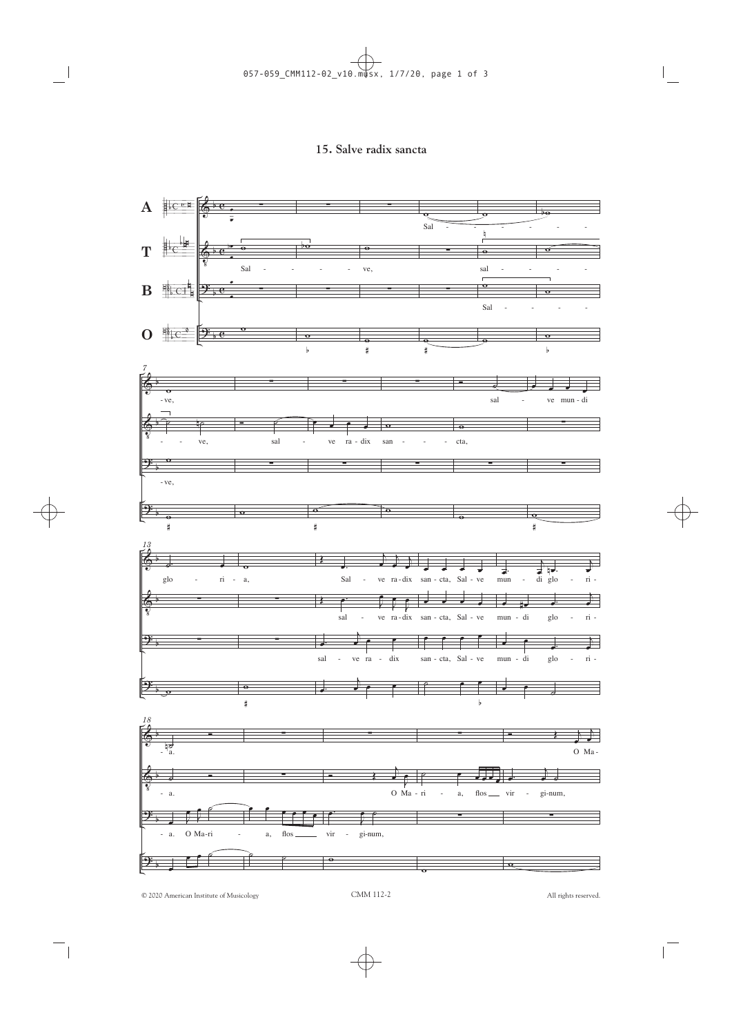# 15. Salve radix sancta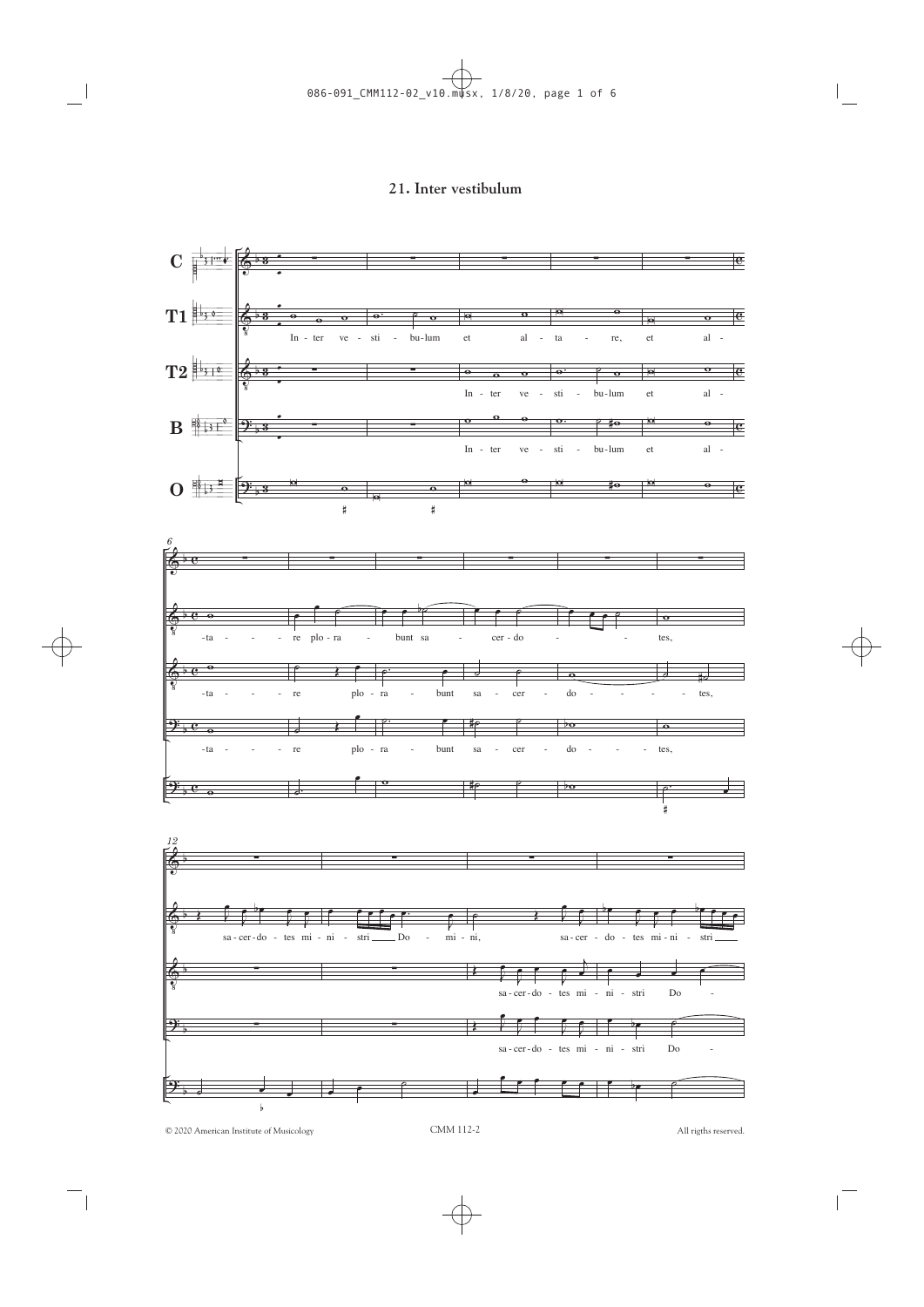# 21. Inter vestibulum

© 2020 American Institute of Musicology

CMM 112-2

All rigths reserved.